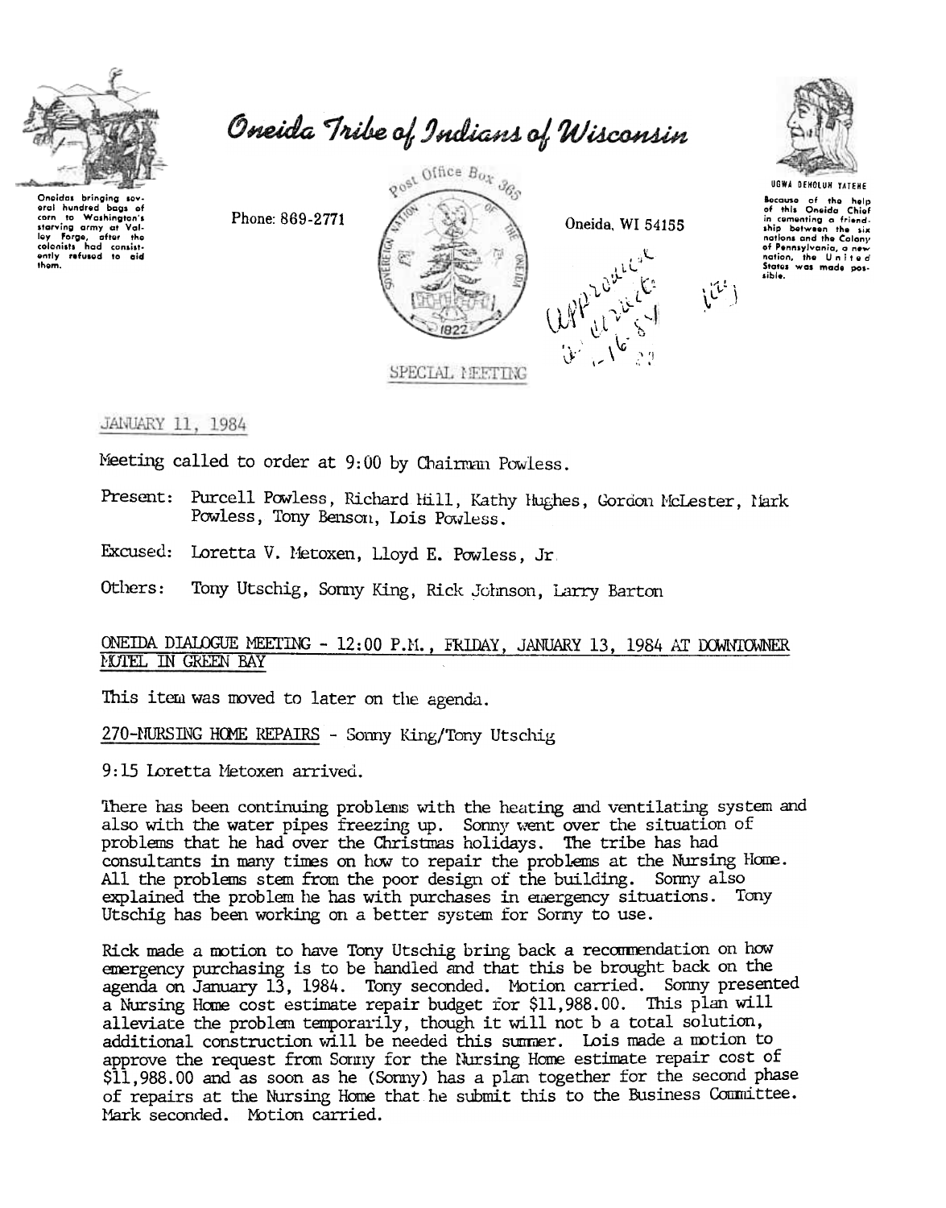# Oneida Tribe of Indians of Wisconsin

Oneidas bringing several hundred bags of corn to Washington's starving army at Valley Forge, after the colonists had consistently refused to aid them.

Phone: 869-2771

Post Office Box 365

Oneida, WI 54155

UGWA DEHOLUH YATEHE

Because of the help of this Oneida Chief in cementing a friendship between the six nations and the Colony of Pennsylvania, a new nation, the United States was made possible.

approved as amended 1-16-84

SPECIAL MEETING

JANUARY 11, 1984

Meeting called to order at 9:00 by Chairman Powless.

Present: Purcell Powless, Richard Hill, Kathy Hughes, Gordon McLester, Mark Powless, Tony Benson, Lois Powless.

Excused: Loretta V. Metoxen, Lloyd E. Powless, Jr.

Others: Tony Utschig, Sonny King, Rick Johnson, Larry Barton

ONEIDA DIALOGUE MEETING - 12:00 P.M., FRIDAY, JANUARY 13, 1984 AT DOWNTOWNER MOTEL IN GREEN BAY

This item was moved to later on the agenda.

270-NURSING HOME REPAIRS - Sonny King/Tony Utschig

9:15 Loretta Metoxen arrived.

There has been continuing problems with the heating and ventilating system and also with the water pipes freezing up. Sonny went over the situation of problems that he had over the Christmas holidays. The tribe has had consultants in many times on how to repair the problems at the Nursing Home. All the problems stem from the poor design of the building. Sonny also explained the problem he has with purchases in emergency situations. Tony Utschig has been working on a better system for Sonny to use.

Rick made a motion to have Tony Utschig bring back a recommendation on how emergency purchasing is to be handled and that this be brought back on the agenda on January 13, 1984. Tony seconded. Motion carried. Sonny presented a Nursing Home cost estimate repair budget for $11,988.00. This plan will alleviate the problem temporarily, though it will not b a total solution, additional construction will be needed this summer. Lois made a motion to approve the request from Sonny for the Nursing Home estimate repair cost of $11,988.00 and as soon as he (Sonny) has a plan together for the second phase of repairs at the Nursing Home that he submit this to the Business Committee. Mark seconded. Motion carried.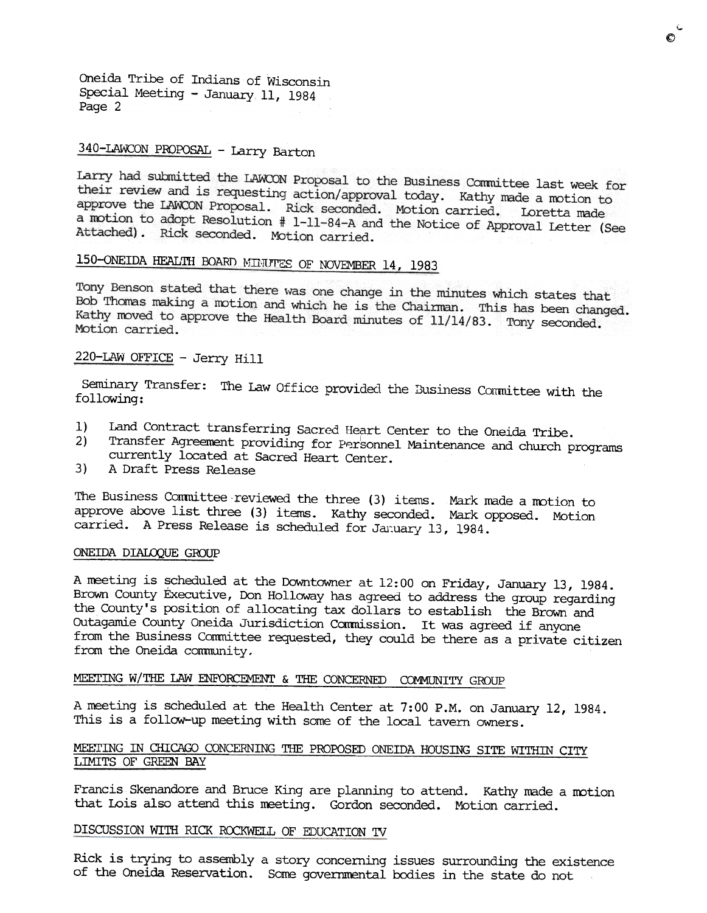Oneida Tribe of Indians of Wisconsin
Special Meeting - January 11, 1984
Page 2

340-LAWCON PROPOSAL - Larry Barton

Larry had submitted the LAWCON Proposal to the Business Committee last week for their review and is requesting action/approval today. Kathy made a motion to approve the LAWCON Proposal. Rick seconded. Motion carried. Loretta made a motion to adopt Resolution # 1-11-84-A and the Notice of Approval Letter (See Attached). Rick seconded. Motion carried.

150-ONEIDA HEALTH BOARD MINUTES OF NOVEMBER 14, 1983

Tony Benson stated that there was one change in the minutes which states that Bob Thomas making a motion and which he is the Chairman. This has been changed. Kathy moved to approve the Health Board minutes of 11/14/83. Tony seconded. Motion carried.

220-LAW OFFICE - Jerry Hill

Seminary Transfer: The Law Office provided the Business Committee with the following:

1) Land Contract transferring Sacred Heart Center to the Oneida Tribe.
2) Transfer Agreement providing for Personnel Maintenance and church programs currently located at Sacred Heart Center.
3) A Draft Press Release

The Business Committee reviewed the three (3) items. Mark made a motion to approve above list three (3) items. Kathy seconded. Mark opposed. Motion carried. A Press Release is scheduled for January 13, 1984.

ONEIDA DIALOQUE GROUP

A meeting is scheduled at the Downtowner at 12:00 on Friday, January 13, 1984. Brown County Executive, Don Holloway has agreed to address the group regarding the County's position of allocating tax dollars to establish the Brown and Outagamie County Oneida Jurisdiction Commission. It was agreed if anyone from the Business Committee requested, they could be there as a private citizen from the Oneida community.

MEETING W/THE LAW ENFORCEMENT & THE CONCERNED COMMUNITY GROUP

A meeting is scheduled at the Health Center at 7:00 P.M. on January 12, 1984. This is a follow-up meeting with some of the local tavern owners.

MEETING IN CHICAGO CONCERNING THE PROPOSED ONEIDA HOUSING SITE WITHIN CITY LIMITS OF GREEN BAY

Francis Skenandore and Bruce King are planning to attend. Kathy made a motion that Lois also attend this meeting. Gordon seconded. Motion carried.

DISCUSSION WITH RICK ROCKWELL OF EDUCATION TV

Rick is trying to assembly a story concerning issues surrounding the existence of the Oneida Reservation. Some governmental bodies in the state do not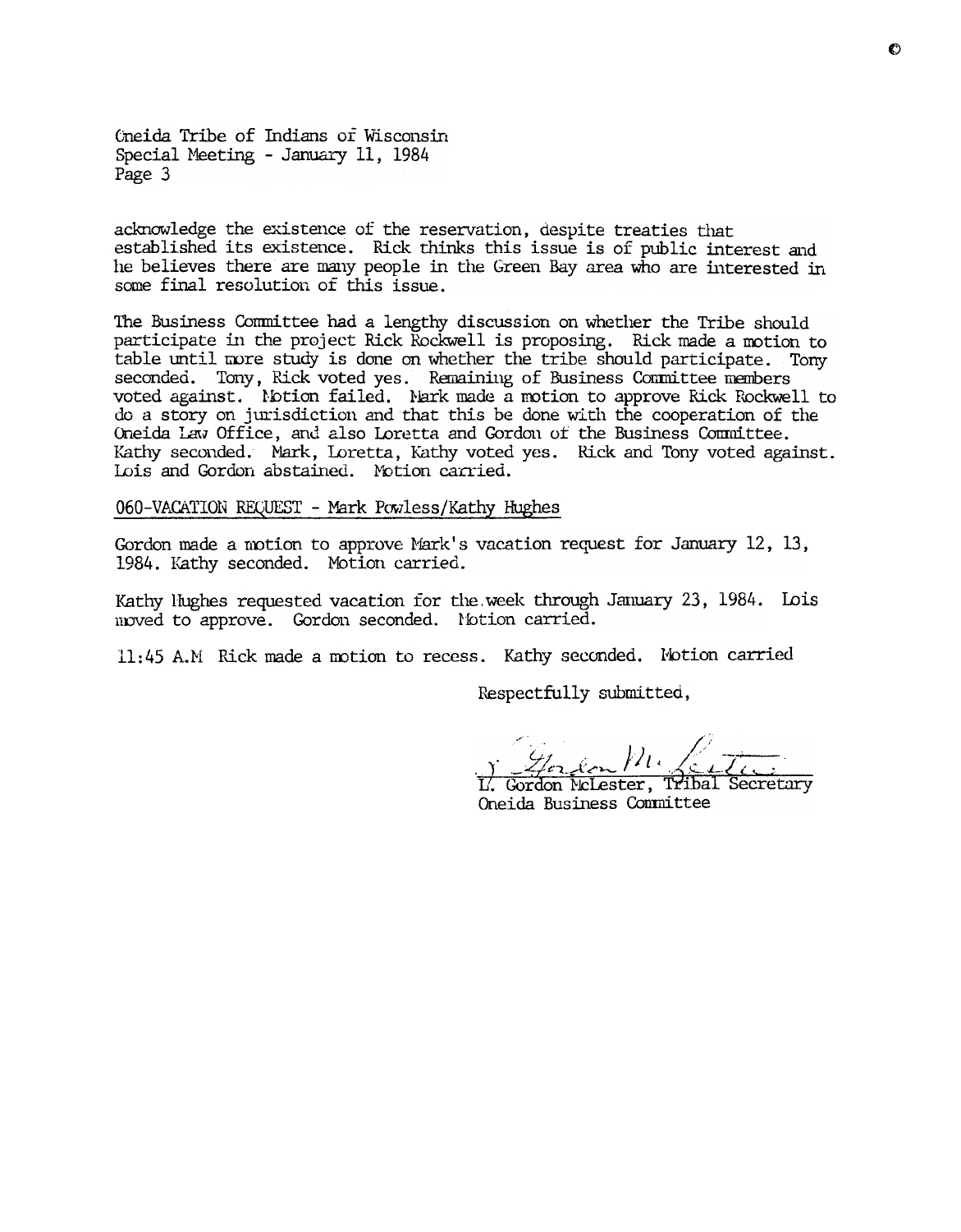acknowledge the existence of the reservation, despite treaties that established its existence. Rick thinks this issue is of public interest and he believes there are many people in the Green Bay area who are interested in some final resolution of this issue.

The Business Committee had a lengthy discussion on whether the Tribe should participate in the project Rick Rockwell is proposing. Rick made a motion to table until more study is done on whether the tribe should participate. Tony seconded. Tony, Rick voted yes. Remaining of Business Committee members voted against. Motion failed. Mark made a motion to approve Rick Rockwell to do a story on jurisdiction and that this be done with the cooperation of the Oneida Law Office, and also Loretta and Gordon of the Business Committee. Kathy seconded. Mark, Loretta, Kathy voted yes. Rick and Tony voted against. Lois and Gordon abstained. Motion carried.

060-VACATION REQUEST - Mark Powless/Kathy Hughes

Gordon made a motion to approve Mark's vacation request for January 12, 13, 1984. Kathy seconded. Motion carried.

Kathy Hughes requested vacation for the week through January 23, 1984. Lois moved to approve. Gordon seconded. Motion carried.

11:45 A.M Rick made a motion to recess. Kathy seconded. Motion carried

Respectfully submitted,

L. Gordon McLester, Tribal Secretary
Oneida Business Committee